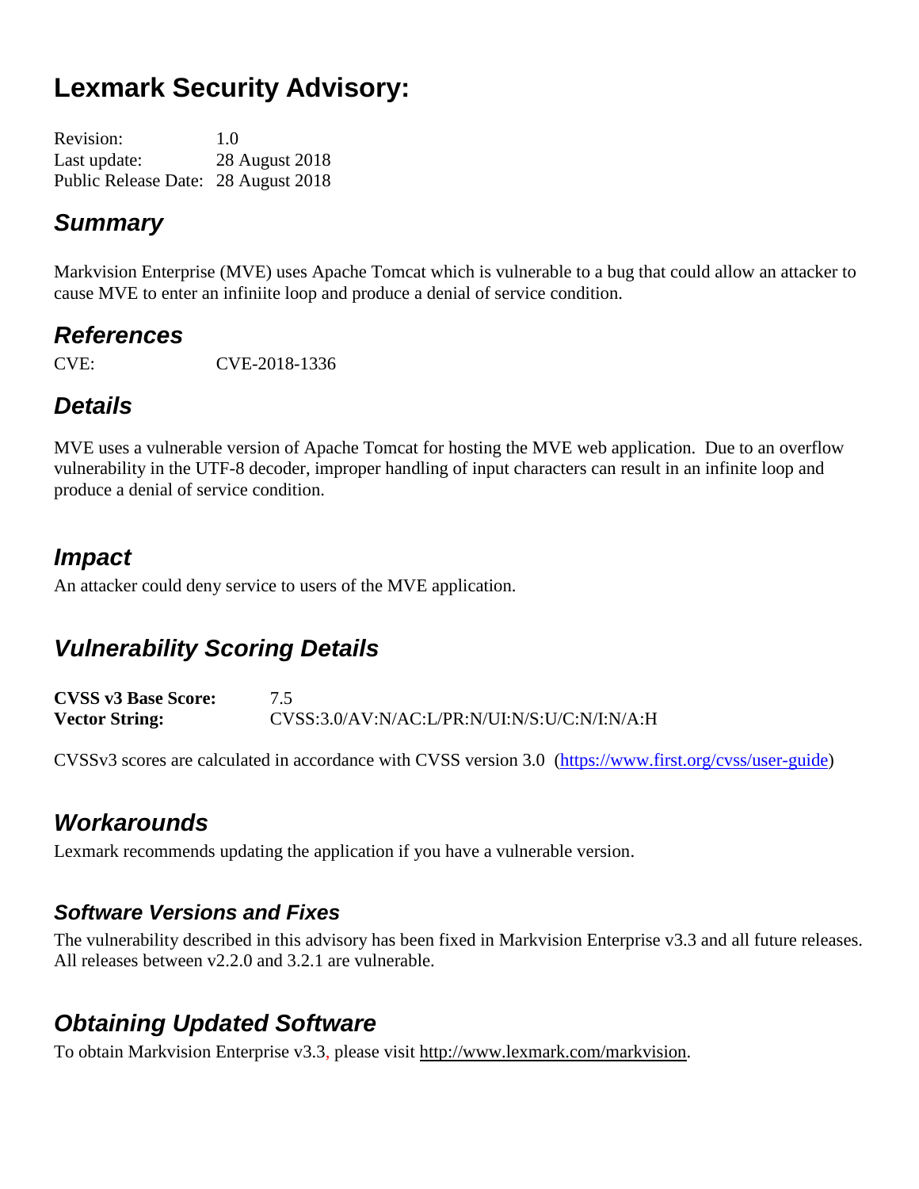# Lexmark Security Advisory:

Revision: 1.0
Last update: 28 August 2018
Public Release Date: 28 August 2018

## *Summary*

Markvision Enterprise (MVE) uses Apache Tomcat which is vulnerable to a bug that could allow an attacker to cause MVE to enter an infiniite loop and produce a denial of service condition.

## *References*

CVE: CVE-2018-1336

## *Details*

MVE uses a vulnerable version of Apache Tomcat for hosting the MVE web application. Due to an overflow vulnerability in the UTF-8 decoder, improper handling of input characters can result in an infinite loop and produce a denial of service condition.

## *Impact*

An attacker could deny service to users of the MVE application.

## *Vulnerability Scoring Details*

**CVSS v3 Base Score:** 7.5
**Vector String:** CVSS:3.0/AV:N/AC:L/PR:N/UI:N/S:U/C:N/I:N/A:H

CVSSv3 scores are calculated in accordance with CVSS version 3.0 (https://www.first.org/cvss/user-guide)

## *Workarounds*

Lexmark recommends updating the application if you have a vulnerable version.

### *Software Versions and Fixes*

The vulnerability described in this advisory has been fixed in Markvision Enterprise v3.3 and all future releases. All releases between v2.2.0 and 3.2.1 are vulnerable.

## *Obtaining Updated Software*

To obtain Markvision Enterprise v3.3, please visit http://www.lexmark.com/markvision.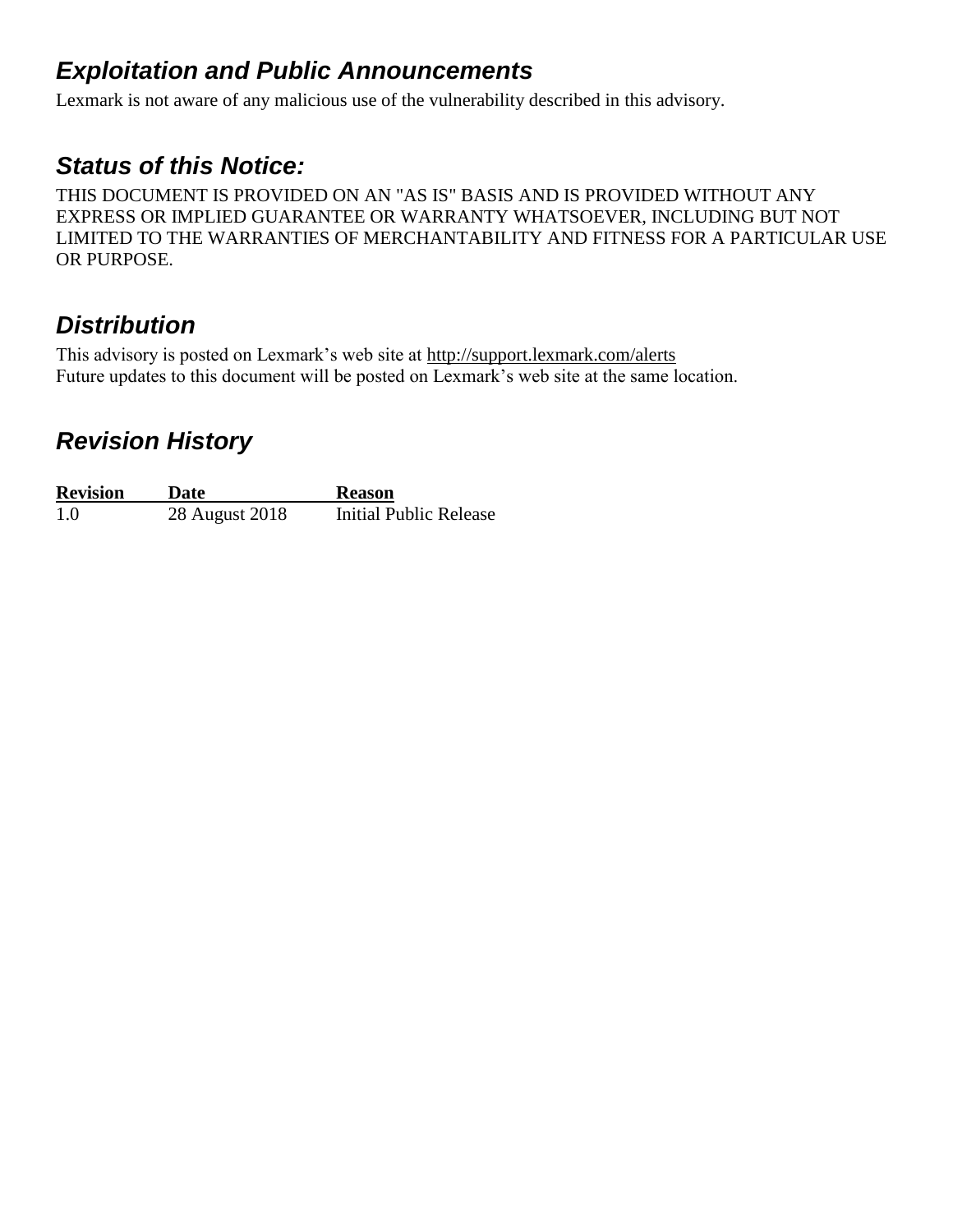## *Exploitation and Public Announcements*

Lexmark is not aware of any malicious use of the vulnerability described in this advisory.

## *Status of this Notice:*

THIS DOCUMENT IS PROVIDED ON AN "AS IS" BASIS AND IS PROVIDED WITHOUT ANY EXPRESS OR IMPLIED GUARANTEE OR WARRANTY WHATSOEVER, INCLUDING BUT NOT LIMITED TO THE WARRANTIES OF MERCHANTABILITY AND FITNESS FOR A PARTICULAR USE OR PURPOSE.

## *Distribution*

This advisory is posted on Lexmark's web site at http://support.lexmark.com/alerts
Future updates to this document will be posted on Lexmark's web site at the same location.

## *Revision History*

| Revision | Date | Reason |
|---|---|---|
| 1.0 | 28 August 2018 | Initial Public Release |